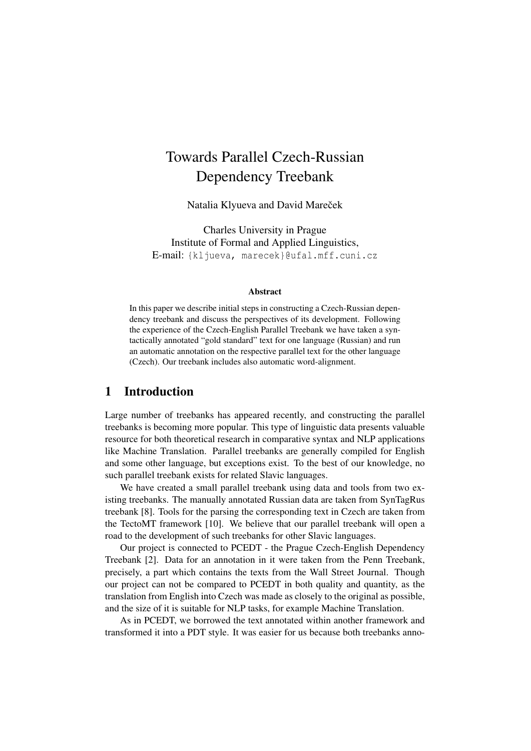# Towards Parallel Czech-Russian Dependency Treebank

Natalia Klyueva and David Mareček

Charles University in Prague
Institute of Formal and Applied Linguistics,
E-mail: {kljueva, marecek}@ufal.mff.cuni.cz

### Abstract

In this paper we describe initial steps in constructing a Czech-Russian dependency treebank and discuss the perspectives of its development. Following the experience of the Czech-English Parallel Treebank we have taken a syntactically annotated "gold standard" text for one language (Russian) and run an automatic annotation on the respective parallel text for the other language (Czech). Our treebank includes also automatic word-alignment.

## 1 Introduction

Large number of treebanks has appeared recently, and constructing the parallel treebanks is becoming more popular. This type of linguistic data presents valuable resource for both theoretical research in comparative syntax and NLP applications like Machine Translation. Parallel treebanks are generally compiled for English and some other language, but exceptions exist. To the best of our knowledge, no such parallel treebank exists for related Slavic languages.

We have created a small parallel treebank using data and tools from two existing treebanks. The manually annotated Russian data are taken from SynTagRus treebank [8]. Tools for the parsing the corresponding text in Czech are taken from the TectoMT framework [10]. We believe that our parallel treebank will open a road to the development of such treebanks for other Slavic languages.

Our project is connected to PCEDT - the Prague Czech-English Dependency Treebank [2]. Data for an annotation in it were taken from the Penn Treebank, precisely, a part which contains the texts from the Wall Street Journal. Though our project can not be compared to PCEDT in both quality and quantity, as the translation from English into Czech was made as closely to the original as possible, and the size of it is suitable for NLP tasks, for example Machine Translation.

As in PCEDT, we borrowed the text annotated within another framework and transformed it into a PDT style. It was easier for us because both treebanks anno-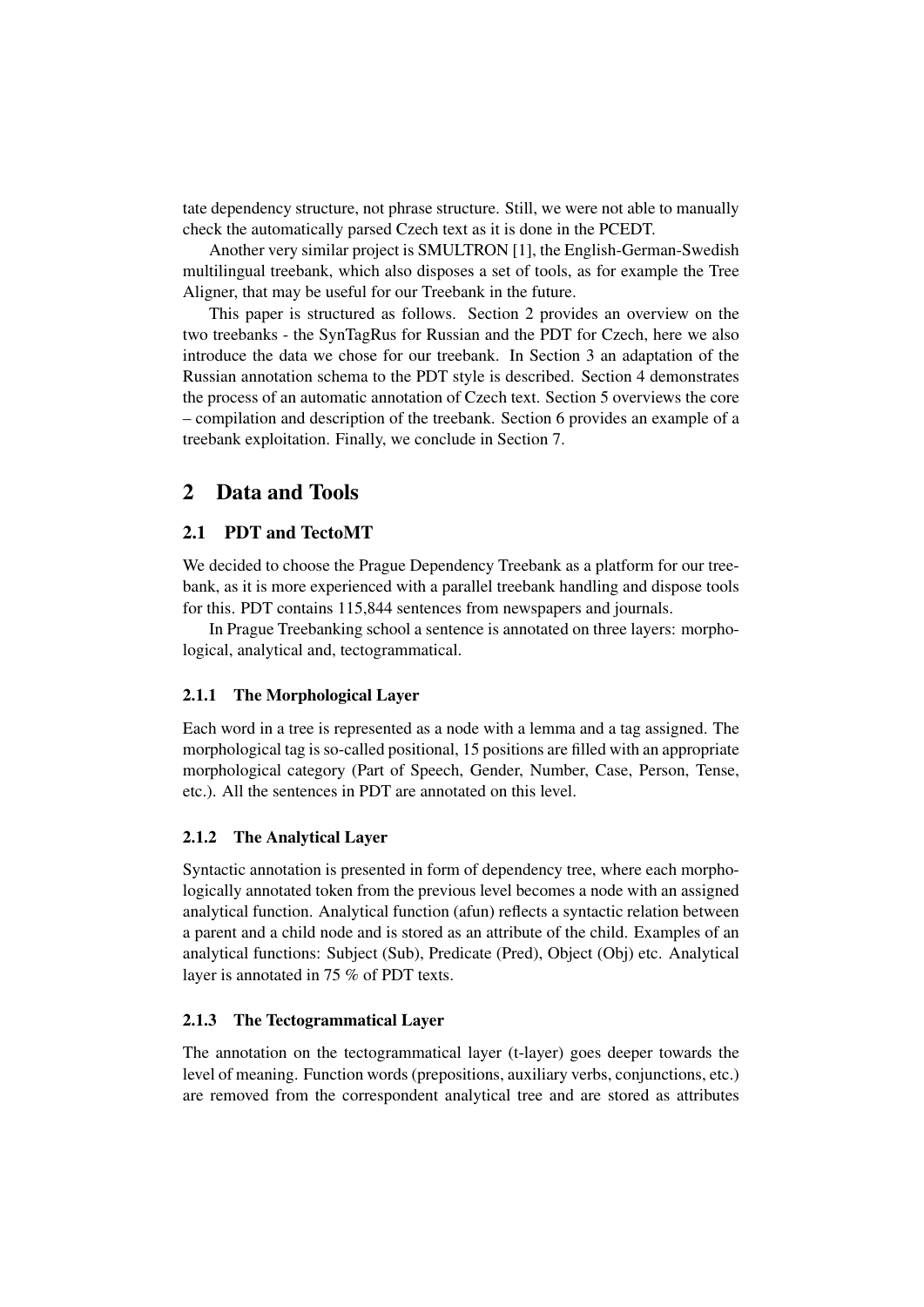tate dependency structure, not phrase structure. Still, we were not able to manually check the automatically parsed Czech text as it is done in the PCEDT.

Another very similar project is SMULTRON [1], the English-German-Swedish multilingual treebank, which also disposes a set of tools, as for example the Tree Aligner, that may be useful for our Treebank in the future.

This paper is structured as follows. Section 2 provides an overview on the two treebanks - the SynTagRus for Russian and the PDT for Czech, here we also introduce the data we chose for our treebank. In Section 3 an adaptation of the Russian annotation schema to the PDT style is described. Section 4 demonstrates the process of an automatic annotation of Czech text. Section 5 overviews the core – compilation and description of the treebank. Section 6 provides an example of a treebank exploitation. Finally, we conclude in Section 7.

## 2 Data and Tools

### 2.1 PDT and TectoMT

We decided to choose the Prague Dependency Treebank as a platform for our treebank, as it is more experienced with a parallel treebank handling and dispose tools for this. PDT contains 115,844 sentences from newspapers and journals.

In Prague Treebanking school a sentence is annotated on three layers: morphological, analytical and, tectogrammatical.

#### 2.1.1 The Morphological Layer

Each word in a tree is represented as a node with a lemma and a tag assigned. The morphological tag is so-called positional, 15 positions are filled with an appropriate morphological category (Part of Speech, Gender, Number, Case, Person, Tense, etc.). All the sentences in PDT are annotated on this level.

#### 2.1.2 The Analytical Layer

Syntactic annotation is presented in form of dependency tree, where each morphologically annotated token from the previous level becomes a node with an assigned analytical function. Analytical function (afun) reflects a syntactic relation between a parent and a child node and is stored as an attribute of the child. Examples of an analytical functions: Subject (Sub), Predicate (Pred), Object (Obj) etc. Analytical layer is annotated in 75 % of PDT texts.

#### 2.1.3 The Tectogrammatical Layer

The annotation on the tectogrammatical layer (t-layer) goes deeper towards the level of meaning. Function words (prepositions, auxiliary verbs, conjunctions, etc.) are removed from the correspondent analytical tree and are stored as attributes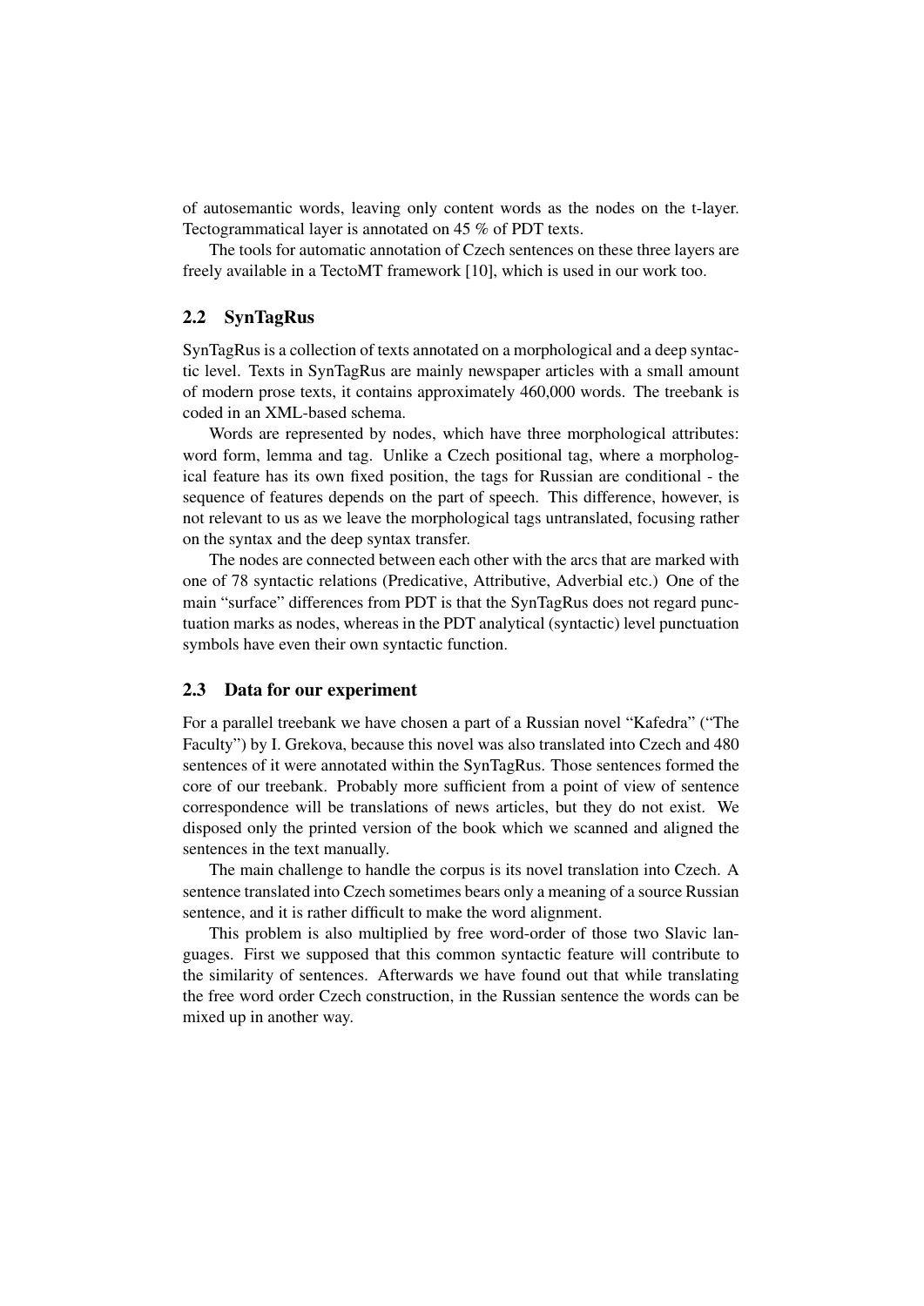of autosemantic words, leaving only content words as the nodes on the t-layer. Tectogrammatical layer is annotated on 45 % of PDT texts.

The tools for automatic annotation of Czech sentences on these three layers are freely available in a TectoMT framework [10], which is used in our work too.

### 2.2 SynTagRus

SynTagRus is a collection of texts annotated on a morphological and a deep syntactic level. Texts in SynTagRus are mainly newspaper articles with a small amount of modern prose texts, it contains approximately 460,000 words. The treebank is coded in an XML-based schema.

Words are represented by nodes, which have three morphological attributes: word form, lemma and tag. Unlike a Czech positional tag, where a morphological feature has its own fixed position, the tags for Russian are conditional - the sequence of features depends on the part of speech. This difference, however, is not relevant to us as we leave the morphological tags untranslated, focusing rather on the syntax and the deep syntax transfer.

The nodes are connected between each other with the arcs that are marked with one of 78 syntactic relations (Predicative, Attributive, Adverbial etc.) One of the main "surface" differences from PDT is that the SynTagRus does not regard punctuation marks as nodes, whereas in the PDT analytical (syntactic) level punctuation symbols have even their own syntactic function.

### 2.3 Data for our experiment

For a parallel treebank we have chosen a part of a Russian novel "Kafedra" ("The Faculty") by I. Grekova, because this novel was also translated into Czech and 480 sentences of it were annotated within the SynTagRus. Those sentences formed the core of our treebank. Probably more sufficient from a point of view of sentence correspondence will be translations of news articles, but they do not exist. We disposed only the printed version of the book which we scanned and aligned the sentences in the text manually.

The main challenge to handle the corpus is its novel translation into Czech. A sentence translated into Czech sometimes bears only a meaning of a source Russian sentence, and it is rather difficult to make the word alignment.

This problem is also multiplied by free word-order of those two Slavic languages. First we supposed that this common syntactic feature will contribute to the similarity of sentences. Afterwards we have found out that while translating the free word order Czech construction, in the Russian sentence the words can be mixed up in another way.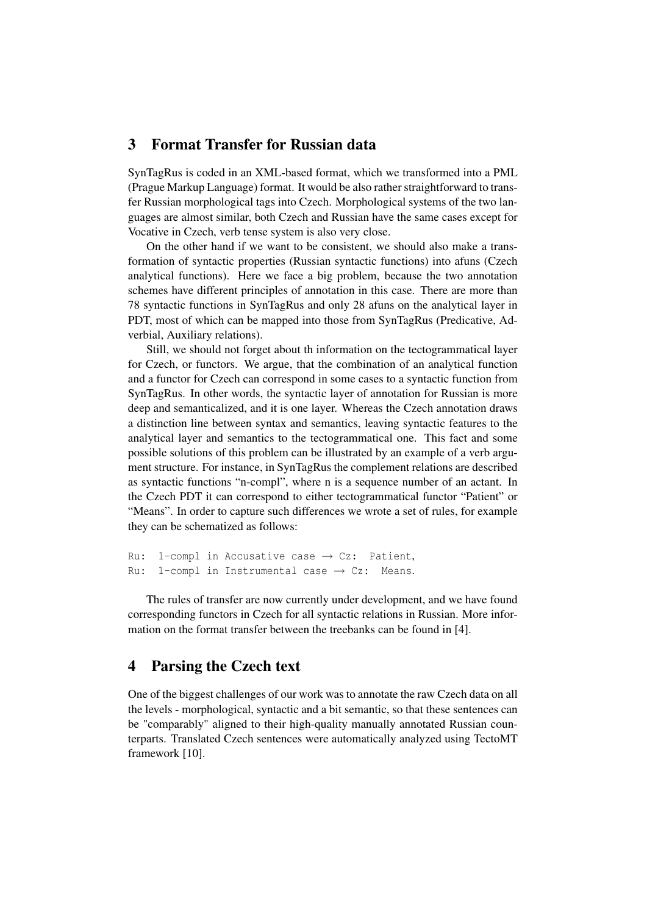## 3 Format Transfer for Russian data

SynTagRus is coded in an XML-based format, which we transformed into a PML (Prague Markup Language) format. It would be also rather straightforward to transfer Russian morphological tags into Czech. Morphological systems of the two languages are almost similar, both Czech and Russian have the same cases except for Vocative in Czech, verb tense system is also very close.

On the other hand if we want to be consistent, we should also make a transformation of syntactic properties (Russian syntactic functions) into afuns (Czech analytical functions). Here we face a big problem, because the two annotation schemes have different principles of annotation in this case. There are more than 78 syntactic functions in SynTagRus and only 28 afuns on the analytical layer in PDT, most of which can be mapped into those from SynTagRus (Predicative, Adverbial, Auxiliary relations).

Still, we should not forget about th information on the tectogrammatical layer for Czech, or functors. We argue, that the combination of an analytical function and a functor for Czech can correspond in some cases to a syntactic function from SynTagRus. In other words, the syntactic layer of annotation for Russian is more deep and semanticalized, and it is one layer. Whereas the Czech annotation draws a distinction line between syntax and semantics, leaving syntactic features to the analytical layer and semantics to the tectogrammatical one. This fact and some possible solutions of this problem can be illustrated by an example of a verb argument structure. For instance, in SynTagRus the complement relations are described as syntactic functions “n-compl”, where n is a sequence number of an actant. In the Czech PDT it can correspond to either tectogrammatical functor “Patient” or “Means”. In order to capture such differences we wrote a set of rules, for example they can be schematized as follows:

```
Ru:  1-compl in Accusative case → Cz:  Patient,
Ru:  1-compl in Instrumental case → Cz:  Means.
```

The rules of transfer are now currently under development, and we have found corresponding functors in Czech for all syntactic relations in Russian. More information on the format transfer between the treebanks can be found in [4].

## 4 Parsing the Czech text

One of the biggest challenges of our work was to annotate the raw Czech data on all the levels - morphological, syntactic and a bit semantic, so that these sentences can be "comparably" aligned to their high-quality manually annotated Russian counterparts. Translated Czech sentences were automatically analyzed using TectoMT framework [10].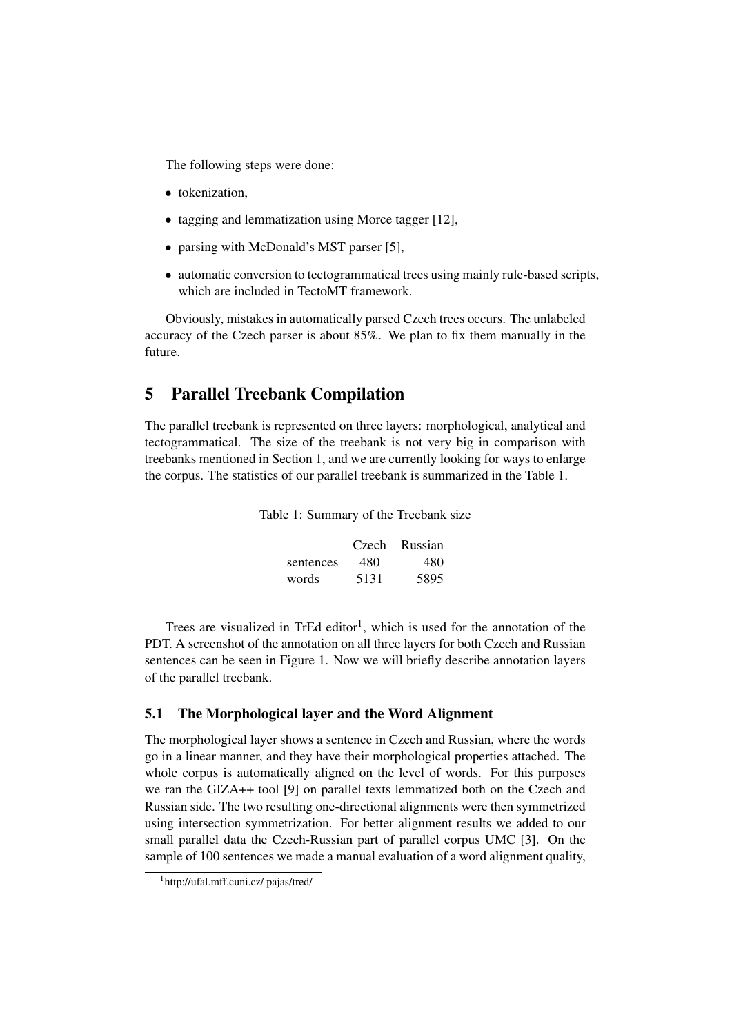The following steps were done:

- tokenization,
- tagging and lemmatization using Morce tagger [12],
- parsing with McDonald's MST parser [5],
- automatic conversion to tectogrammatical trees using mainly rule-based scripts, which are included in TectoMT framework.

Obviously, mistakes in automatically parsed Czech trees occurs. The unlabeled accuracy of the Czech parser is about 85%. We plan to fix them manually in the future.

## 5 Parallel Treebank Compilation

The parallel treebank is represented on three layers: morphological, analytical and tectogrammatical. The size of the treebank is not very big in comparison with treebanks mentioned in Section 1, and we are currently looking for ways to enlarge the corpus. The statistics of our parallel treebank is summarized in the Table 1.

Table 1: Summary of the Treebank size

| | Czech | Russian |
|---|---|---|
| sentences | 480 | 480 |
| words | 5131 | 5895 |

Trees are visualized in TrEd editor[1], which is used for the annotation of the PDT. A screenshot of the annotation on all three layers for both Czech and Russian sentences can be seen in Figure 1. Now we will briefly describe annotation layers of the parallel treebank.

### 5.1 The Morphological layer and the Word Alignment

The morphological layer shows a sentence in Czech and Russian, where the words go in a linear manner, and they have their morphological properties attached. The whole corpus is automatically aligned on the level of words. For this purposes we ran the GIZA++ tool [9] on parallel texts lemmatized both on the Czech and Russian side. The two resulting one-directional alignments were then symmetrized using intersection symmetrization. For better alignment results we added to our small parallel data the Czech-Russian part of parallel corpus UMC [3]. On the sample of 100 sentences we made a manual evaluation of a word alignment quality,

[1] http://ufal.mff.cuni.cz/ pajas/tred/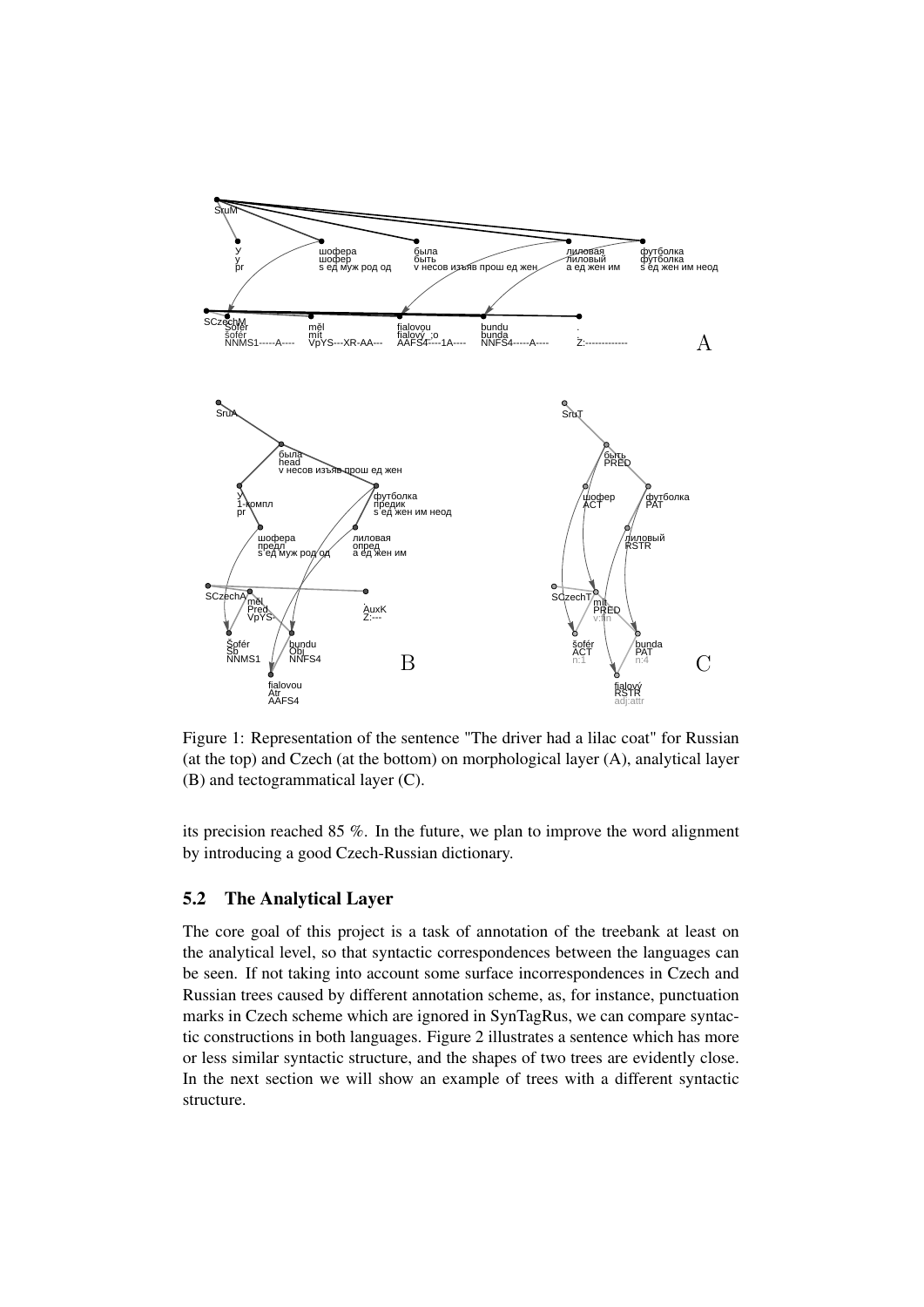Figure 1: Representation of the sentence "The driver had a lilac coat" for Russian (at the top) and Czech (at the bottom) on morphological layer (A), analytical layer (B) and tectogrammatical layer (C).

its precision reached 85 %. In the future, we plan to improve the word alignment by introducing a good Czech-Russian dictionary.

### 5.2 The Analytical Layer

The core goal of this project is a task of annotation of the treebank at least on the analytical level, so that syntactic correspondences between the languages can be seen. If not taking into account some surface incorrespondences in Czech and Russian trees caused by different annotation scheme, as, for instance, punctuation marks in Czech scheme which are ignored in SynTagRus, we can compare syntactic constructions in both languages. Figure 2 illustrates a sentence which has more or less similar syntactic structure, and the shapes of two trees are evidently close. In the next section we will show an example of trees with a different syntactic structure.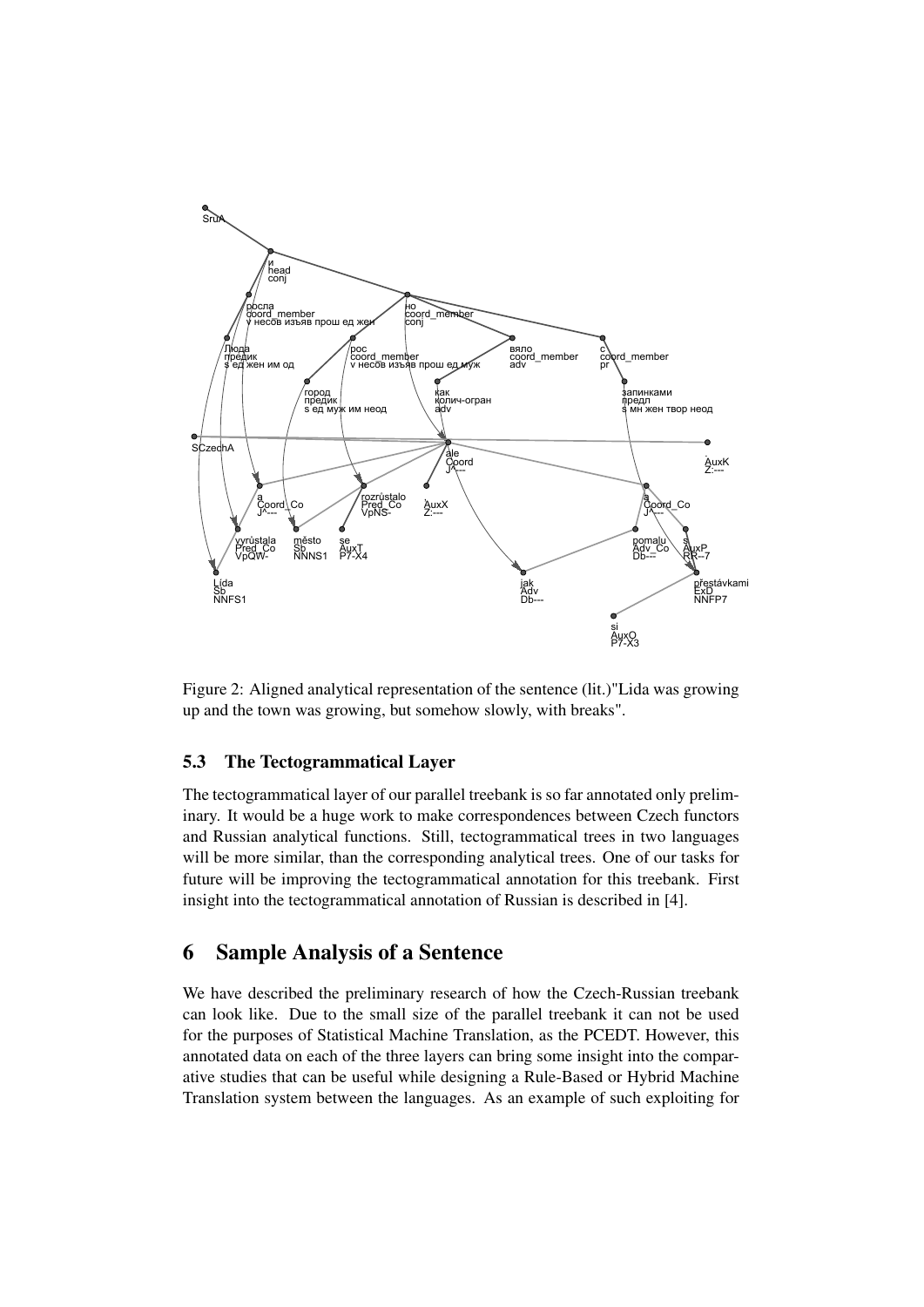Figure 2: Aligned analytical representation of the sentence (lit.)"Lida was growing up and the town was growing, but somehow slowly, with breaks".

### 5.3 The Tectogrammatical Layer

The tectogrammatical layer of our parallel treebank is so far annotated only preliminary. It would be a huge work to make correspondences between Czech functors and Russian analytical functions. Still, tectogrammatical trees in two languages will be more similar, than the corresponding analytical trees. One of our tasks for future will be improving the tectogrammatical annotation for this treebank. First insight into the tectogrammatical annotation of Russian is described in [4].

## 6 Sample Analysis of a Sentence

We have described the preliminary research of how the Czech-Russian treebank can look like. Due to the small size of the parallel treebank it can not be used for the purposes of Statistical Machine Translation, as the PCEDT. However, this annotated data on each of the three layers can bring some insight into the comparative studies that can be useful while designing a Rule-Based or Hybrid Machine Translation system between the languages. As an example of such exploiting for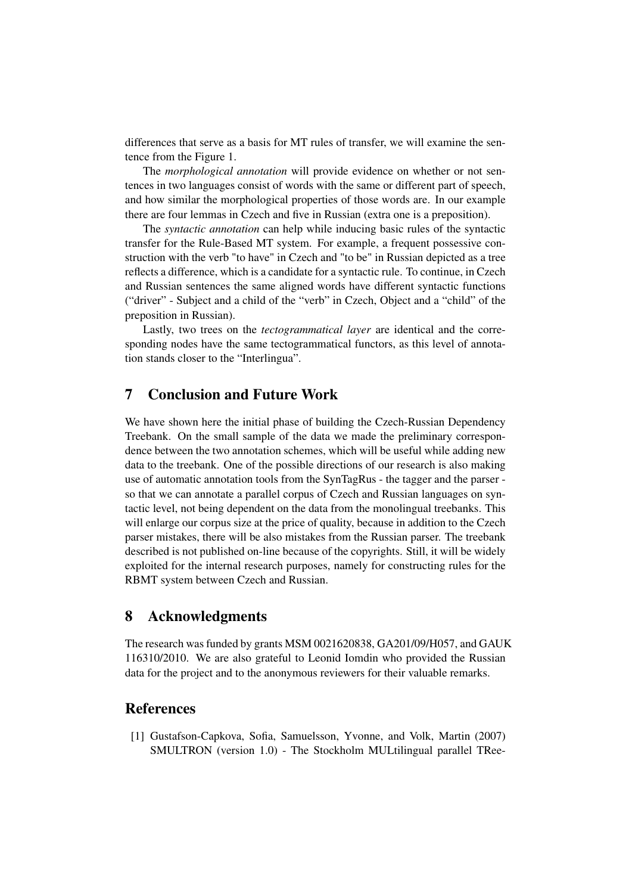differences that serve as a basis for MT rules of transfer, we will examine the sentence from the Figure 1.

The *morphological annotation* will provide evidence on whether or not sentences in two languages consist of words with the same or different part of speech, and how similar the morphological properties of those words are. In our example there are four lemmas in Czech and five in Russian (extra one is a preposition).

The *syntactic annotation* can help while inducing basic rules of the syntactic transfer for the Rule-Based MT system. For example, a frequent possessive construction with the verb "to have" in Czech and "to be" in Russian depicted as a tree reflects a difference, which is a candidate for a syntactic rule. To continue, in Czech and Russian sentences the same aligned words have different syntactic functions ("driver" - Subject and a child of the "verb" in Czech, Object and a "child" of the preposition in Russian).

Lastly, two trees on the *tectogrammatical layer* are identical and the corresponding nodes have the same tectogrammatical functors, as this level of annotation stands closer to the "Interlingua".

## 7 Conclusion and Future Work

We have shown here the initial phase of building the Czech-Russian Dependency Treebank. On the small sample of the data we made the preliminary correspondence between the two annotation schemes, which will be useful while adding new data to the treebank. One of the possible directions of our research is also making use of automatic annotation tools from the SynTagRus - the tagger and the parser - so that we can annotate a parallel corpus of Czech and Russian languages on syntactic level, not being dependent on the data from the monolingual treebanks. This will enlarge our corpus size at the price of quality, because in addition to the Czech parser mistakes, there will be also mistakes from the Russian parser. The treebank described is not published on-line because of the copyrights. Still, it will be widely exploited for the internal research purposes, namely for constructing rules for the RBMT system between Czech and Russian.

## 8 Acknowledgments

The research was funded by grants MSM 0021620838, GA201/09/H057, and GAUK 116310/2010. We are also grateful to Leonid Iomdin who provided the Russian data for the project and to the anonymous reviewers for their valuable remarks.

## References

[1] Gustafson-Capkova, Sofia, Samuelsson, Yvonne, and Volk, Martin (2007) SMULTRON (version 1.0) - The Stockholm MULtilingual parallel TRee-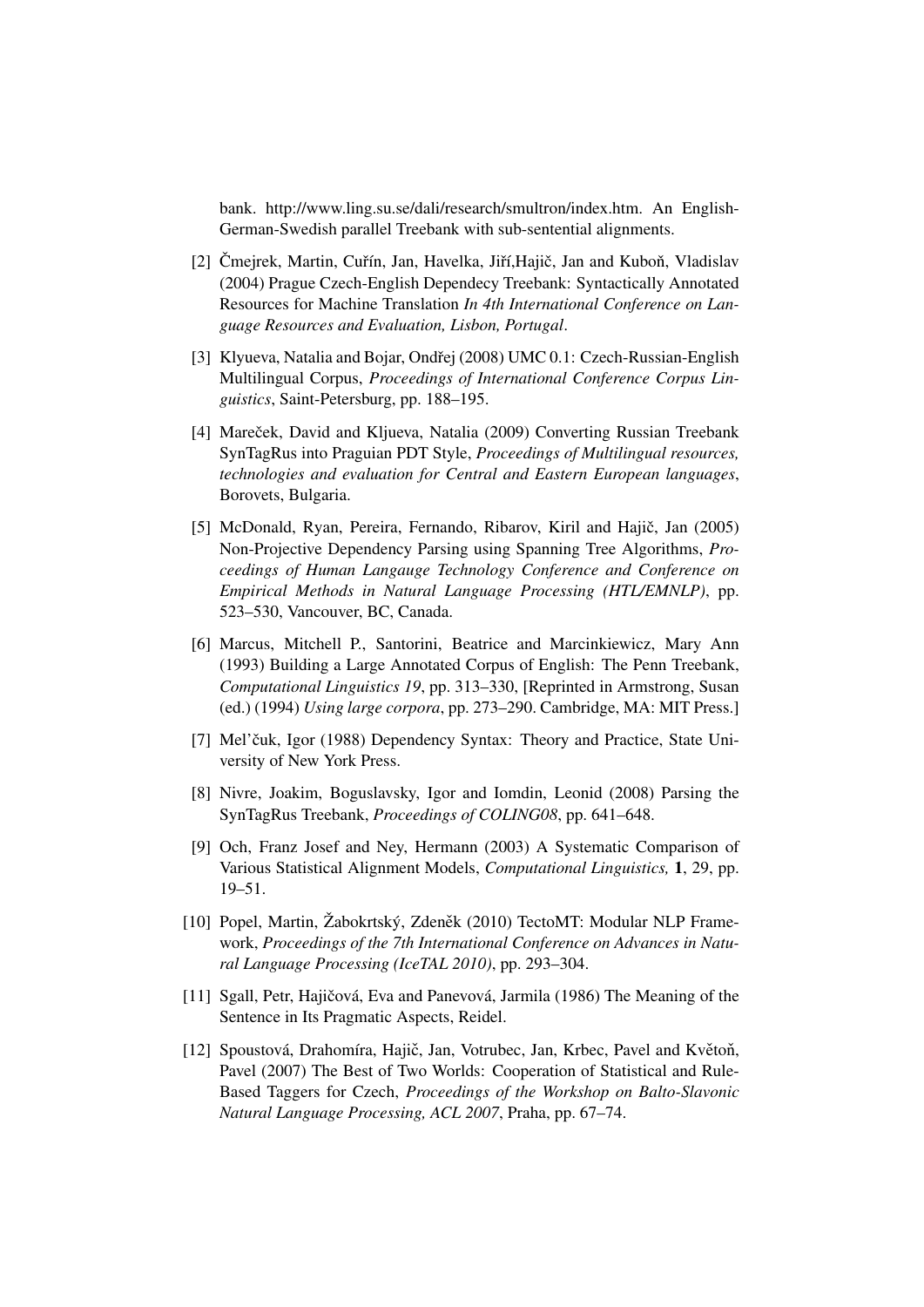bank. http://www.ling.su.se/dali/research/smultron/index.htm. An English-German-Swedish parallel Treebank with sub-sentential alignments.

[2] Čmejrek, Martin, Cuřín, Jan, Havelka, Jiří,Hajič, Jan and Kuboň, Vladislav (2004) Prague Czech-English Dependecy Treebank: Syntactically Annotated Resources for Machine Translation *In 4th International Conference on Language Resources and Evaluation, Lisbon, Portugal*.

[3] Klyueva, Natalia and Bojar, Ondřej (2008) UMC 0.1: Czech-Russian-English Multilingual Corpus, *Proceedings of International Conference Corpus Linguistics*, Saint-Petersburg, pp. 188–195.

[4] Mareček, David and Kljueva, Natalia (2009) Converting Russian Treebank SynTagRus into Praguian PDT Style, *Proceedings of Multilingual resources, technologies and evaluation for Central and Eastern European languages*, Borovets, Bulgaria.

[5] McDonald, Ryan, Pereira, Fernando, Ribarov, Kiril and Hajič, Jan (2005) Non-Projective Dependency Parsing using Spanning Tree Algorithms, *Proceedings of Human Langauge Technology Conference and Conference on Empirical Methods in Natural Language Processing (HTL/EMNLP)*, pp. 523–530, Vancouver, BC, Canada.

[6] Marcus, Mitchell P., Santorini, Beatrice and Marcinkiewicz, Mary Ann (1993) Building a Large Annotated Corpus of English: The Penn Treebank, *Computational Linguistics 19*, pp. 313–330, [Reprinted in Armstrong, Susan (ed.) (1994) *Using large corpora*, pp. 273–290. Cambridge, MA: MIT Press.]

[7] Mel'čuk, Igor (1988) Dependency Syntax: Theory and Practice, State University of New York Press.

[8] Nivre, Joakim, Boguslavsky, Igor and Iomdin, Leonid (2008) Parsing the SynTagRus Treebank, *Proceedings of COLING08*, pp. 641–648.

[9] Och, Franz Josef and Ney, Hermann (2003) A Systematic Comparison of Various Statistical Alignment Models, *Computational Linguistics,* **1**, 29, pp. 19–51.

[10] Popel, Martin, Žabokrtský, Zdeněk (2010) TectoMT: Modular NLP Framework, *Proceedings of the 7th International Conference on Advances in Natural Language Processing (IceTAL 2010)*, pp. 293–304.

[11] Sgall, Petr, Hajičová, Eva and Panevová, Jarmila (1986) The Meaning of the Sentence in Its Pragmatic Aspects, Reidel.

[12] Spoustová, Drahomíra, Hajič, Jan, Votrubec, Jan, Krbec, Pavel and Květoň, Pavel (2007) The Best of Two Worlds: Cooperation of Statistical and Rule-Based Taggers for Czech, *Proceedings of the Workshop on Balto-Slavonic Natural Language Processing, ACL 2007*, Praha, pp. 67–74.